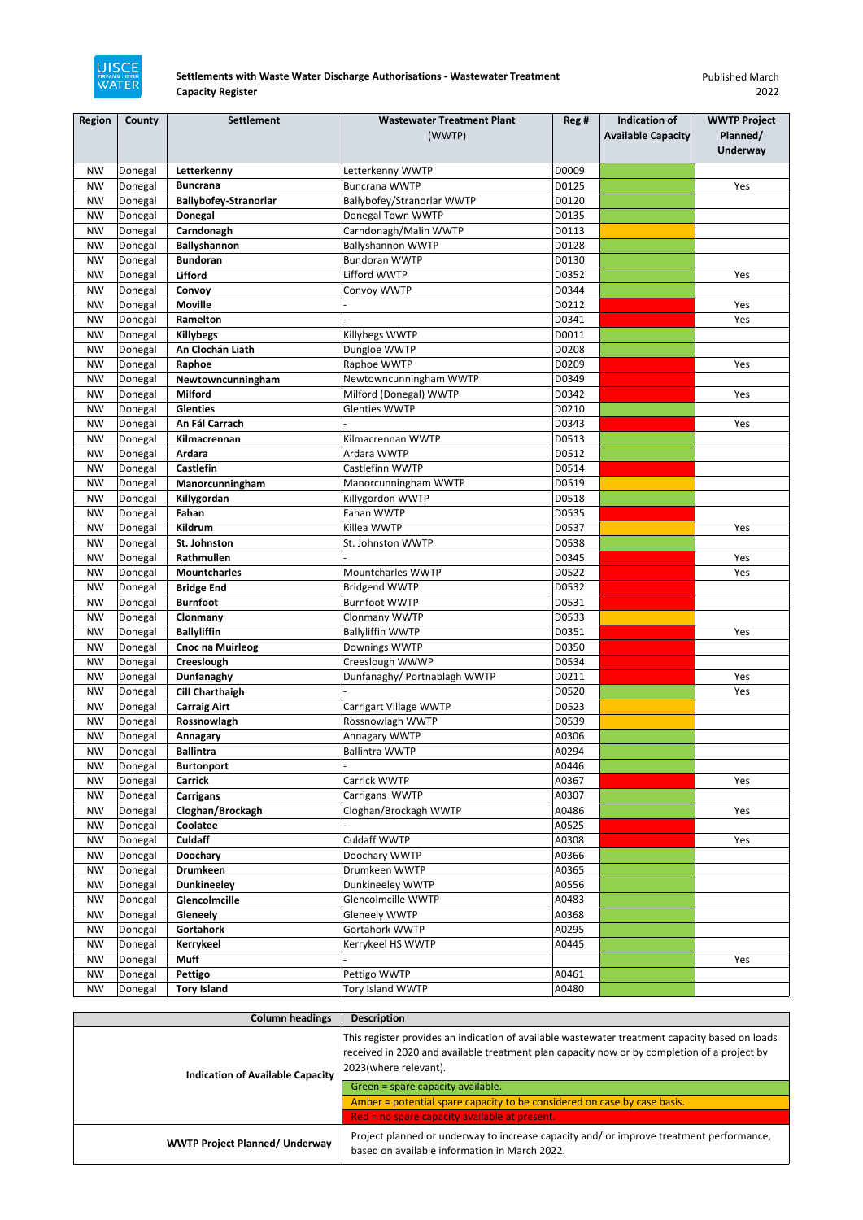**Settlements with Waste Water Discharge Authorisations - Wastewater Treatment Capacity Register**

Published March 2022

| Region | County | Settlement | Wastewater Treatment Plant (WWTP) | Reg # | Indication of Available Capacity | WWTP Project Planned/ Underway |
|---|---|---|---|---|---|---|
| NW | Donegal | **Letterkenny** | Letterkenny WWTP | D0009 | Green | |
| NW | Donegal | **Buncrana** | Buncrana WWTP | D0125 | Green | Yes |
| NW | Donegal | **Ballybofey-Stranorlar** | Ballybofey/Stranorlar WWTP | D0120 | Green | |
| NW | Donegal | **Donegal** | Donegal Town WWTP | D0135 | Green | |
| NW | Donegal | **Carndonagh** | Carndonagh/Malin WWTP | D0113 | Amber | |
| NW | Donegal | **Ballyshannon** | Ballyshannon WWTP | D0128 | Green | |
| NW | Donegal | **Bundoran** | Bundoran WWTP | D0130 | Green | |
| NW | Donegal | **Lifford** | Lifford WWTP | D0352 | Green | Yes |
| NW | Donegal | **Convoy** | Convoy WWTP | D0344 | Green | |
| NW | Donegal | **Moville** | - | D0212 | Red | Yes |
| NW | Donegal | **Ramelton** | - | D0341 | Red | Yes |
| NW | Donegal | **Killybegs** | Killybegs WWTP | D0011 | Green | |
| NW | Donegal | **An Clochán Liath** | Dungloe WWTP | D0208 | Green | |
| NW | Donegal | **Raphoe** | Raphoe WWTP | D0209 | Red | Yes |
| NW | Donegal | **Newtowncunningham** | Newtowncunningham WWTP | D0349 | Red | |
| NW | Donegal | **Milford** | Milford (Donegal) WWTP | D0342 | Red | Yes |
| NW | Donegal | **Glenties** | Glenties WWTP | D0210 | Green | |
| NW | Donegal | **An Fál Carrach** | - | D0343 | Red | Yes |
| NW | Donegal | **Kilmacrennan** | Kilmacrennan WWTP | D0513 | Green | |
| NW | Donegal | **Ardara** | Ardara WWTP | D0512 | Green | |
| NW | Donegal | **Castlefin** | Castlefinn WWTP | D0514 | Red | |
| NW | Donegal | **Manorcunningham** | Manorcunningham WWTP | D0519 | Amber | |
| NW | Donegal | **Killygordan** | Killygordon WWTP | D0518 | Green | |
| NW | Donegal | **Fahan** | Fahan WWTP | D0535 | Red | |
| NW | Donegal | **Kildrum** | Killea WWTP | D0537 | Green | Yes |
| NW | Donegal | **St. Johnston** | St. Johnston WWTP | D0538 | Green | |
| NW | Donegal | **Rathmullen** | - | D0345 | Red | Yes |
| NW | Donegal | **Mountcharles** | Mountcharles WWTP | D0522 | Red | Yes |
| NW | Donegal | **Bridge End** | Bridgend WWTP | D0532 | Red | |
| NW | Donegal | **Burnfoot** | Burnfoot WWTP | D0531 | Red | |
| NW | Donegal | **Clonmany** | Clonmany WWTP | D0533 | Amber | |
| NW | Donegal | **Ballyliffin** | Ballyliffin WWTP | D0351 | Red | Yes |
| NW | Donegal | **Cnoc na Muirleog** | Downings WWTP | D0350 | Red | |
| NW | Donegal | **Creeslough** | Creeslough WWWP | D0534 | Red | |
| NW | Donegal | **Dunfanaghy** | Dunfanaghy/ Portnablagh WWTP | D0211 | Green | Yes |
| NW | Donegal | **Cill Charthaigh** | - | D0520 | Green | Yes |
| NW | Donegal | **Carraig Airt** | Carrigart Village WWTP | D0523 | Amber | |
| NW | Donegal | **Rossnowlagh** | Rossnowlagh WWTP | D0539 | Amber | |
| NW | Donegal | **Annagary** | Annagary WWTP | A0306 | Green | |
| NW | Donegal | **Ballintra** | Ballintra WWTP | A0294 | Green | |
| NW | Donegal | **Burtonport** | - | A0446 | Green | |
| NW | Donegal | **Carrick** | Carrick WWTP | A0367 | Red | Yes |
| NW | Donegal | **Carrigans** | Carrigans WWTP | A0307 | Green | |
| NW | Donegal | **Cloghan/Brockagh** | Cloghan/Brockagh WWTP | A0486 | Green | Yes |
| NW | Donegal | **Coolatee** | - | A0525 | Red | |
| NW | Donegal | **Culdaff** | Culdaff WWTP | A0308 | Red | Yes |
| NW | Donegal | **Doochary** | Doochary WWTP | A0366 | Green | |
| NW | Donegal | **Drumkeen** | Drumkeen WWTP | A0365 | Green | |
| NW | Donegal | **Dunkineeley** | Dunkineeley WWTP | A0556 | Green | |
| NW | Donegal | **Glencolmcille** | Glencolmcille WWTP | A0483 | Green | |
| NW | Donegal | **Gleneely** | Gleneely WWTP | A0368 | Green | |
| NW | Donegal | **Gortahork** | Gortahork WWTP | A0295 | Green | |
| NW | Donegal | **Kerrykeel** | Kerrykeel HS WWTP | A0445 | Green | |
| NW | Donegal | **Muff** | - | | Green | Yes |
| NW | Donegal | **Pettigo** | Pettigo WWTP | A0461 | Green | |
| NW | Donegal | **Tory Island** | Tory Island WWTP | A0480 | Green | |

| Column headings | Description |
|---|---|
| **Indication of Available Capacity** | This register provides an indication of available wastewater treatment capacity based on loads received in 2020 and available treatment plan capacity now or by completion of a project by 2023(where relevant).<br>Green = spare capacity available.<br>Amber = potential spare capacity to be considered on case by case basis.<br>Red = no spare capacity available at present. |
| **WWTP Project Planned/ Underway** | Project planned or underway to increase capacity and/ or improve treatment performance, based on available information in March 2022. |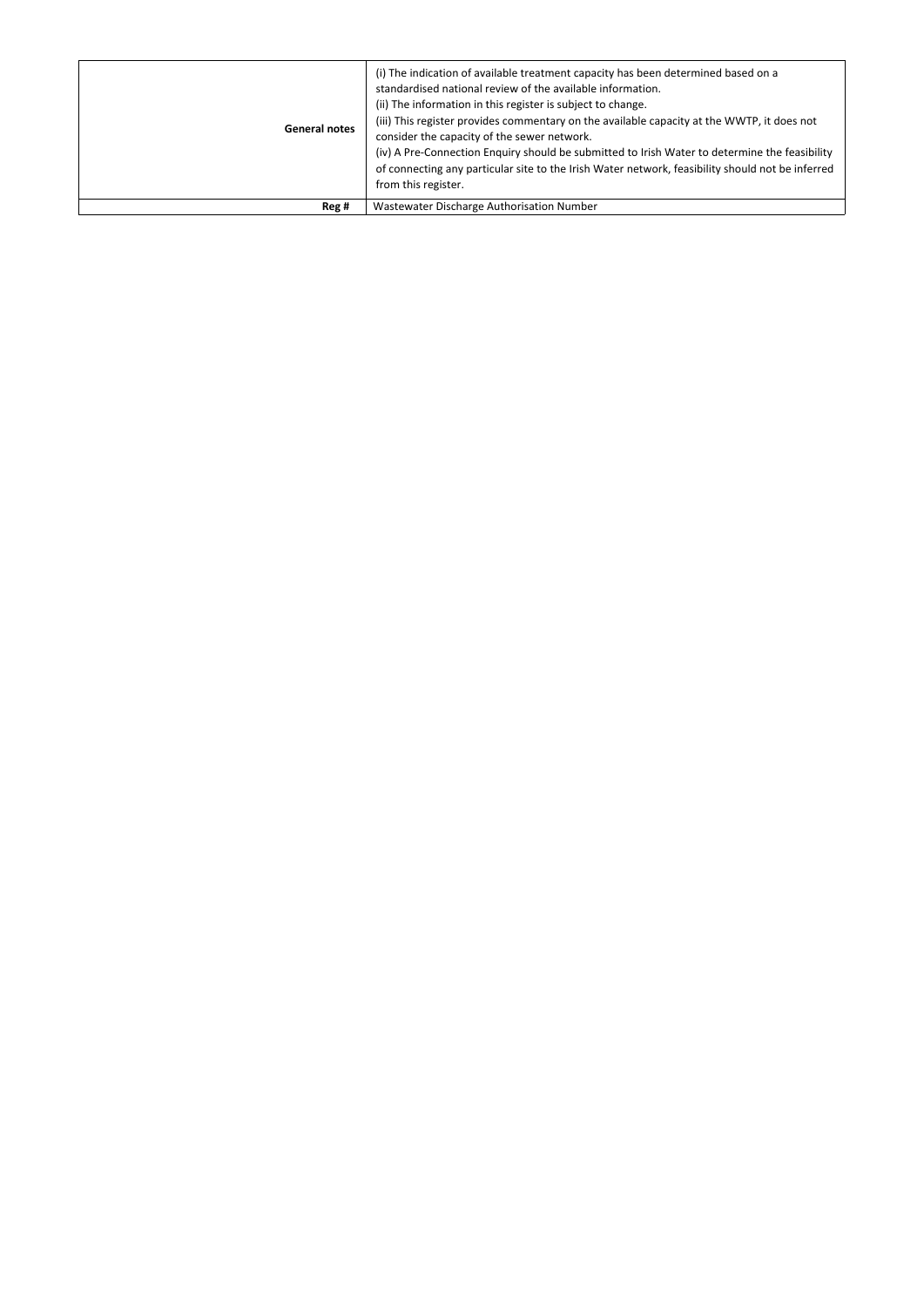| | |
|---|---|
| **General notes** | (i) The indication of available treatment capacity has been determined based on a standardised national review of the available information.<br>(ii) The information in this register is subject to change.<br>(iii) This register provides commentary on the available capacity at the WWTP, it does not consider the capacity of the sewer network.<br>(iv) A Pre-Connection Enquiry should be submitted to Irish Water to determine the feasibility of connecting any particular site to the Irish Water network, feasibility should not be inferred from this register. |
| **Reg #** | Wastewater Discharge Authorisation Number |